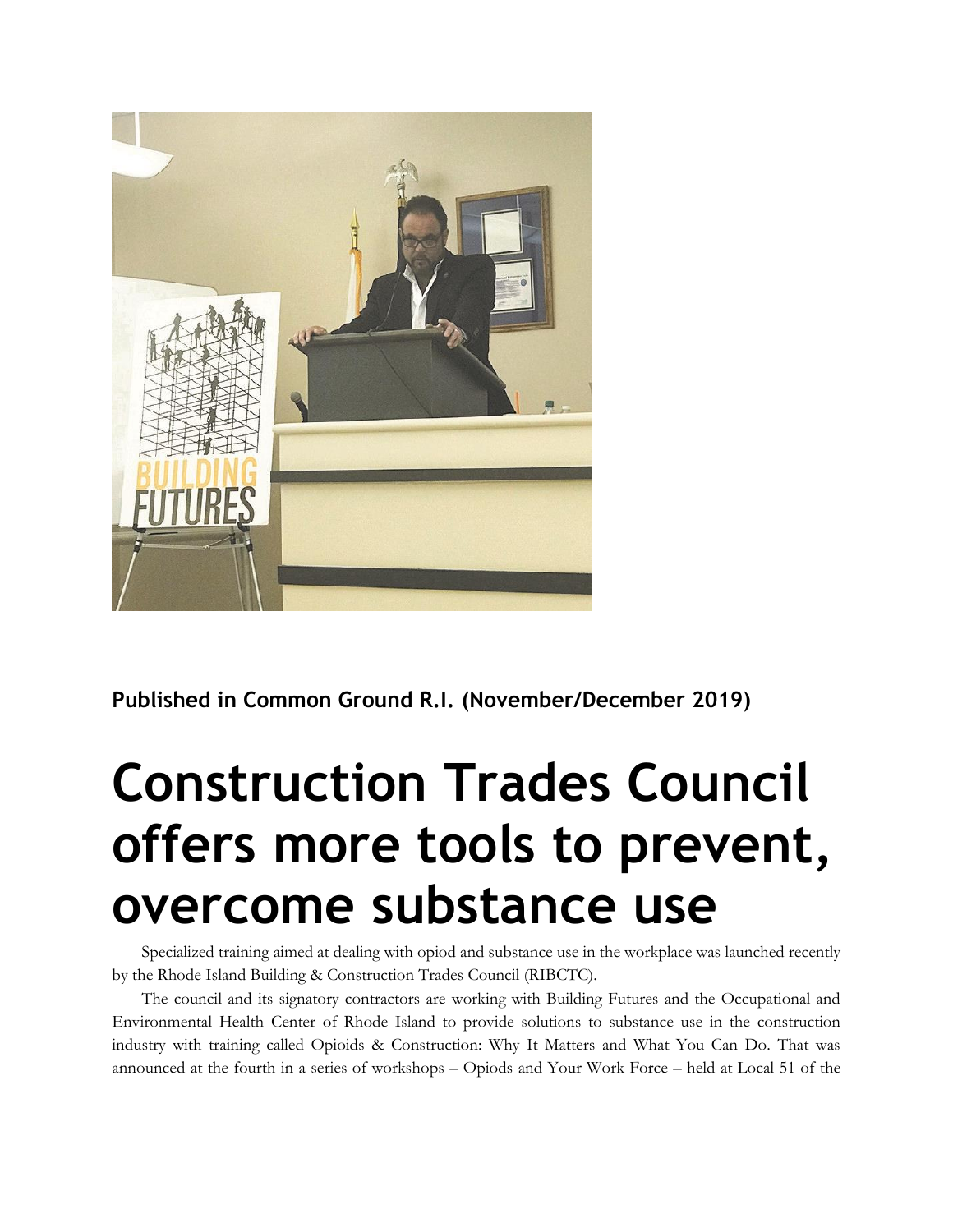**Published in Common Ground R.I. (November/December 2019)**

# Construction Trades Council offers more tools to prevent, overcome substance use

Specialized training aimed at dealing with opiod and substance use in the workplace was launched recently by the Rhode Island Building & Construction Trades Council (RIBCTC).

The council and its signatory contractors are working with Building Futures and the Occupational and Environmental Health Center of Rhode Island to provide solutions to substance use in the construction industry with training called Opioids & Construction: Why It Matters and What You Can Do. That was announced at the fourth in a series of workshops – Opiods and Your Work Force – held at Local 51 of the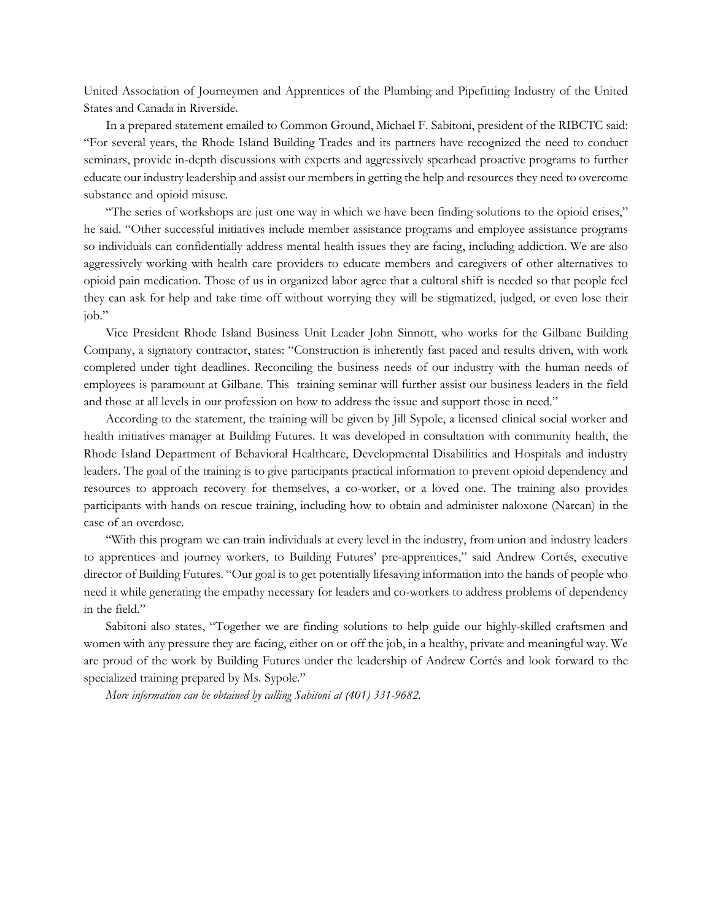United Association of Journeymen and Apprentices of the Plumbing and Pipefitting Industry of the United States and Canada in Riverside.

In a prepared statement emailed to Common Ground, Michael F. Sabitoni, president of the RIBCTC said: "For several years, the Rhode Island Building Trades and its partners have recognized the need to conduct seminars, provide in-depth discussions with experts and aggressively spearhead proactive programs to further educate our industry leadership and assist our members in getting the help and resources they need to overcome substance and opioid misuse.

"The series of workshops are just one way in which we have been finding solutions to the opioid crises," he said. "Other successful initiatives include member assistance programs and employee assistance programs so individuals can confidentially address mental health issues they are facing, including addiction. We are also aggressively working with health care providers to educate members and caregivers of other alternatives to opioid pain medication. Those of us in organized labor agree that a cultural shift is needed so that people feel they can ask for help and take time off without worrying they will be stigmatized, judged, or even lose their job."

Vice President Rhode Island Business Unit Leader John Sinnott, who works for the Gilbane Building Company, a signatory contractor, states: "Construction is inherently fast paced and results driven, with work completed under tight deadlines. Reconciling the business needs of our industry with the human needs of employees is paramount at Gilbane. This training seminar will further assist our business leaders in the field and those at all levels in our profession on how to address the issue and support those in need."

According to the statement, the training will be given by Jill Sypole, a licensed clinical social worker and health initiatives manager at Building Futures. It was developed in consultation with community health, the Rhode Island Department of Behavioral Healthcare, Developmental Disabilities and Hospitals and industry leaders. The goal of the training is to give participants practical information to prevent opioid dependency and resources to approach recovery for themselves, a co-worker, or a loved one. The training also provides participants with hands on rescue training, including how to obtain and administer naloxone (Narcan) in the case of an overdose.

"With this program we can train individuals at every level in the industry, from union and industry leaders to apprentices and journey workers, to Building Futures' pre-apprentices," said Andrew Cortés, executive director of Building Futures. "Our goal is to get potentially lifesaving information into the hands of people who need it while generating the empathy necessary for leaders and co-workers to address problems of dependency in the field."

Sabitoni also states, "Together we are finding solutions to help guide our highly-skilled craftsmen and women with any pressure they are facing, either on or off the job, in a healthy, private and meaningful way. We are proud of the work by Building Futures under the leadership of Andrew Cortés and look forward to the specialized training prepared by Ms. Sypole."

*More information can be obtained by calling Sabitoni at (401) 331-9682.*